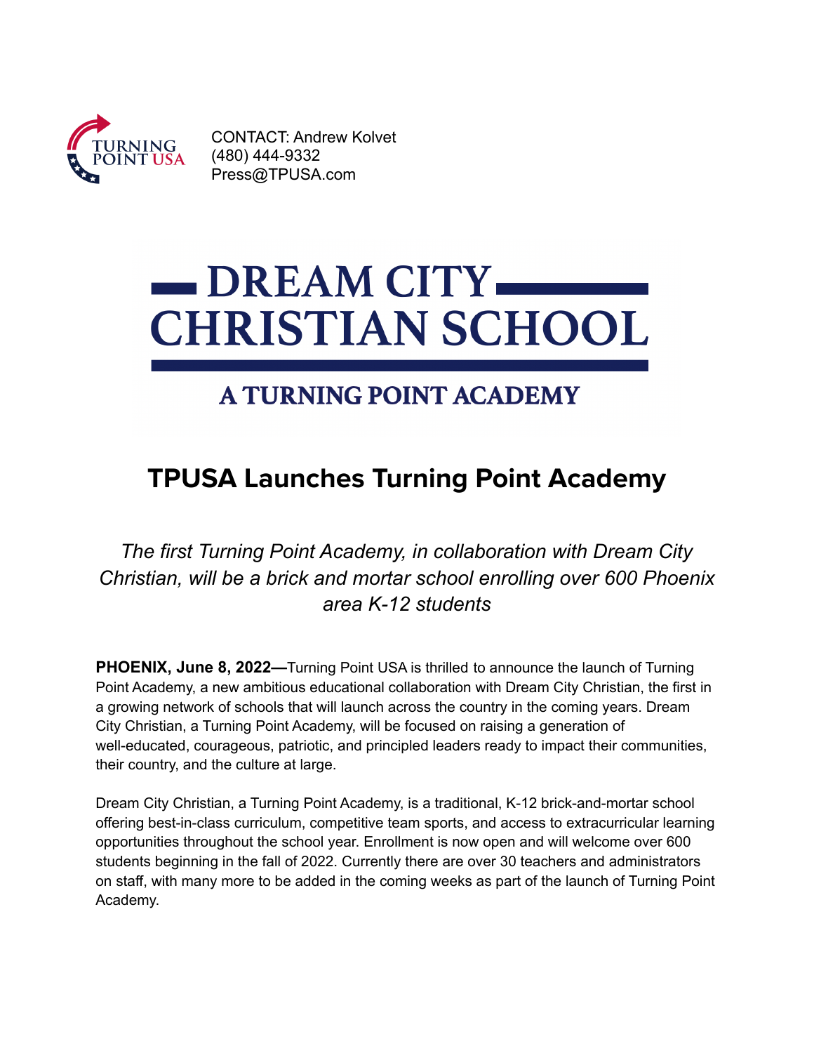TURNING POINT USA

CONTACT: Andrew Kolvet
(480) 444-9332
Press@TPUSA.com

DREAM CITY CHRISTIAN SCHOOL

A TURNING POINT ACADEMY

# TPUSA Launches Turning Point Academy

*The first Turning Point Academy, in collaboration with Dream City Christian, will be a brick and mortar school enrolling over 600 Phoenix area K-12 students*

**PHOENIX, June 8, 2022—**Turning Point USA is thrilled to announce the launch of Turning Point Academy, a new ambitious educational collaboration with Dream City Christian, the first in a growing network of schools that will launch across the country in the coming years. Dream City Christian, a Turning Point Academy, will be focused on raising a generation of well-educated, courageous, patriotic, and principled leaders ready to impact their communities, their country, and the culture at large.

Dream City Christian, a Turning Point Academy, is a traditional, K-12 brick-and-mortar school offering best-in-class curriculum, competitive team sports, and access to extracurricular learning opportunities throughout the school year. Enrollment is now open and will welcome over 600 students beginning in the fall of 2022. Currently there are over 30 teachers and administrators on staff, with many more to be added in the coming weeks as part of the launch of Turning Point Academy.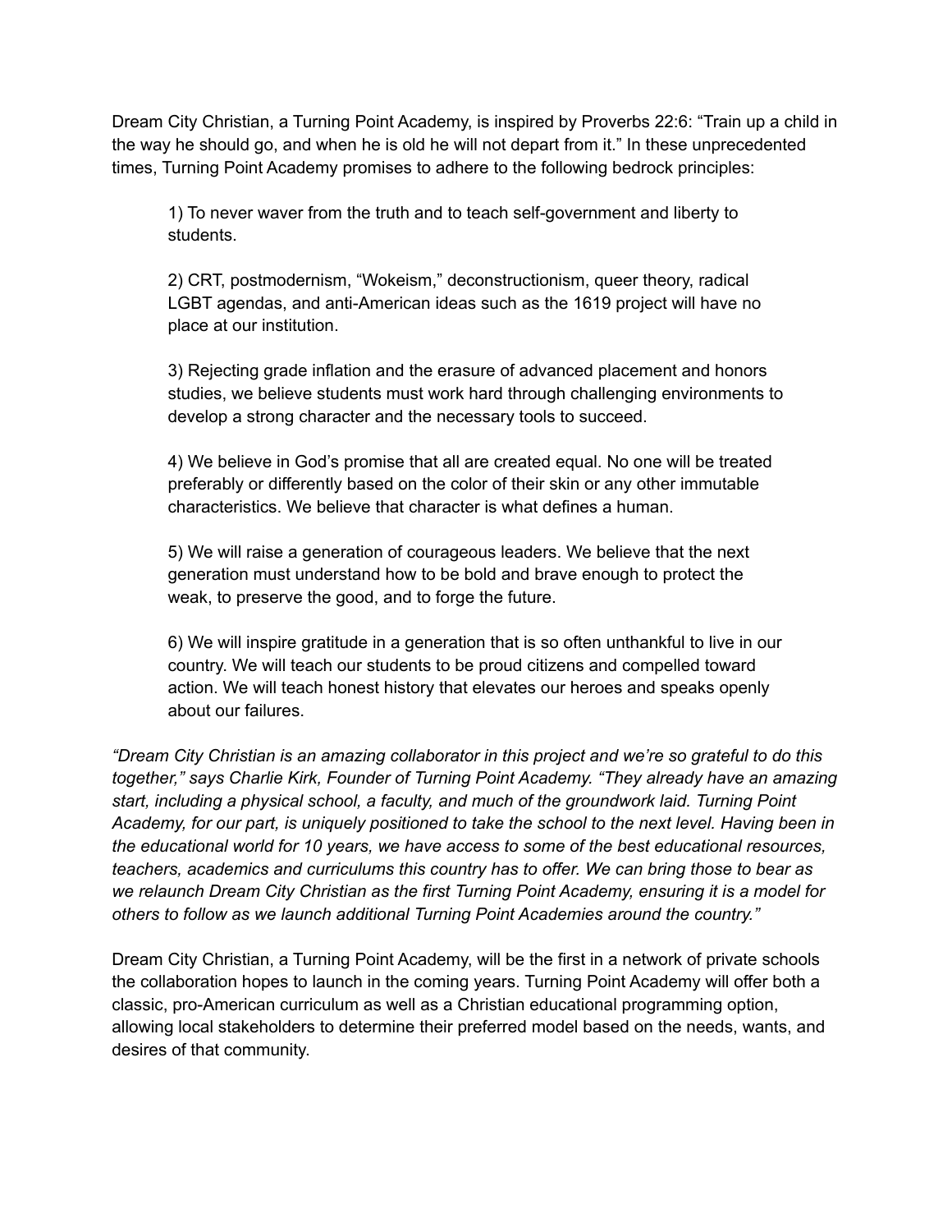Dream City Christian, a Turning Point Academy, is inspired by Proverbs 22:6: "Train up a child in the way he should go, and when he is old he will not depart from it." In these unprecedented times, Turning Point Academy promises to adhere to the following bedrock principles:

> 1) To never waver from the truth and to teach self-government and liberty to students.
>
> 2) CRT, postmodernism, "Wokeism," deconstructionism, queer theory, radical LGBT agendas, and anti-American ideas such as the 1619 project will have no place at our institution.
>
> 3) Rejecting grade inflation and the erasure of advanced placement and honors studies, we believe students must work hard through challenging environments to develop a strong character and the necessary tools to succeed.
>
> 4) We believe in God's promise that all are created equal. No one will be treated preferably or differently based on the color of their skin or any other immutable characteristics. We believe that character is what defines a human.
>
> 5) We will raise a generation of courageous leaders. We believe that the next generation must understand how to be bold and brave enough to protect the weak, to preserve the good, and to forge the future.
>
> 6) We will inspire gratitude in a generation that is so often unthankful to live in our country. We will teach our students to be proud citizens and compelled toward action. We will teach honest history that elevates our heroes and speaks openly about our failures.

*"Dream City Christian is an amazing collaborator in this project and we're so grateful to do this together," says Charlie Kirk, Founder of Turning Point Academy. "They already have an amazing start, including a physical school, a faculty, and much of the groundwork laid. Turning Point Academy, for our part, is uniquely positioned to take the school to the next level. Having been in the educational world for 10 years, we have access to some of the best educational resources, teachers, academics and curriculums this country has to offer. We can bring those to bear as we relaunch Dream City Christian as the first Turning Point Academy, ensuring it is a model for others to follow as we launch additional Turning Point Academies around the country."*

Dream City Christian, a Turning Point Academy, will be the first in a network of private schools the collaboration hopes to launch in the coming years. Turning Point Academy will offer both a classic, pro-American curriculum as well as a Christian educational programming option, allowing local stakeholders to determine their preferred model based on the needs, wants, and desires of that community.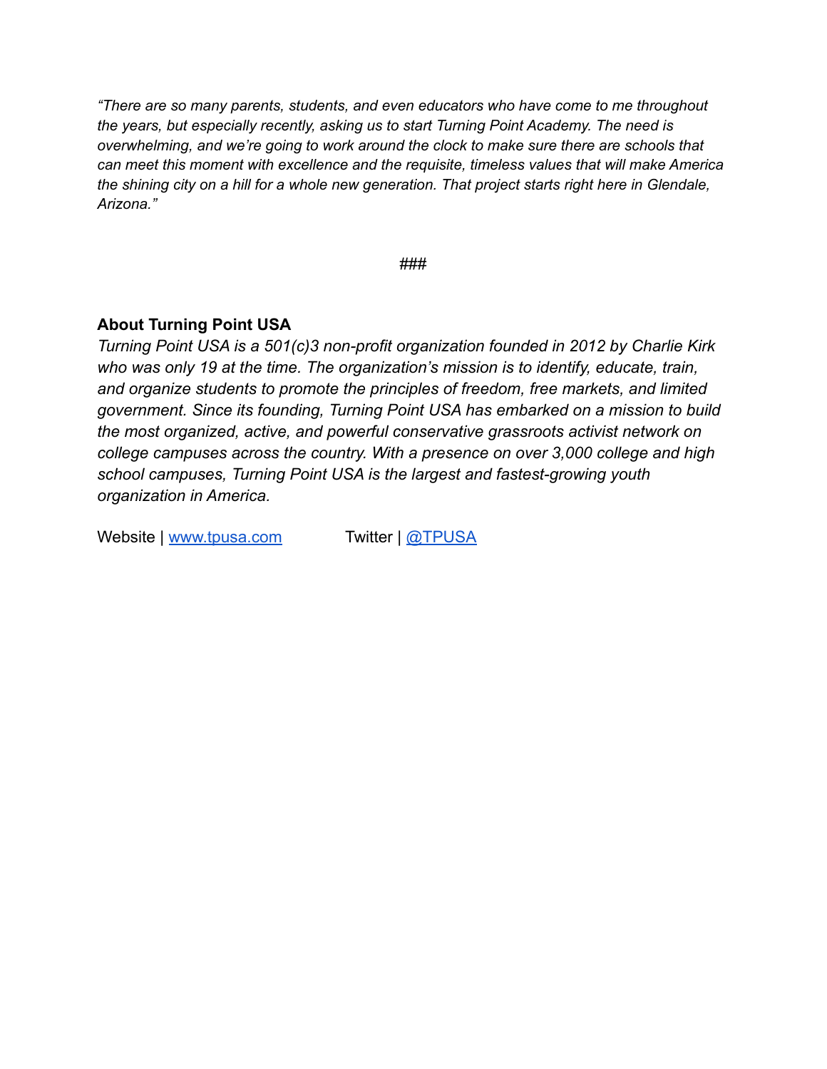*"There are so many parents, students, and even educators who have come to me throughout the years, but especially recently, asking us to start Turning Point Academy. The need is overwhelming, and we're going to work around the clock to make sure there are schools that can meet this moment with excellence and the requisite, timeless values that will make America the shining city on a hill for a whole new generation. That project starts right here in Glendale, Arizona."*

###

**About Turning Point USA**

*Turning Point USA is a 501(c)3 non-profit organization founded in 2012 by Charlie Kirk who was only 19 at the time. The organization's mission is to identify, educate, train, and organize students to promote the principles of freedom, free markets, and limited government. Since its founding, Turning Point USA has embarked on a mission to build the most organized, active, and powerful conservative grassroots activist network on college campuses across the country. With a presence on over 3,000 college and high school campuses, Turning Point USA is the largest and fastest-growing youth organization in America.*

Website | [www.tpusa.com](http://www.tpusa.com) Twitter | [@TPUSA](https://twitter.com/TPUSA)